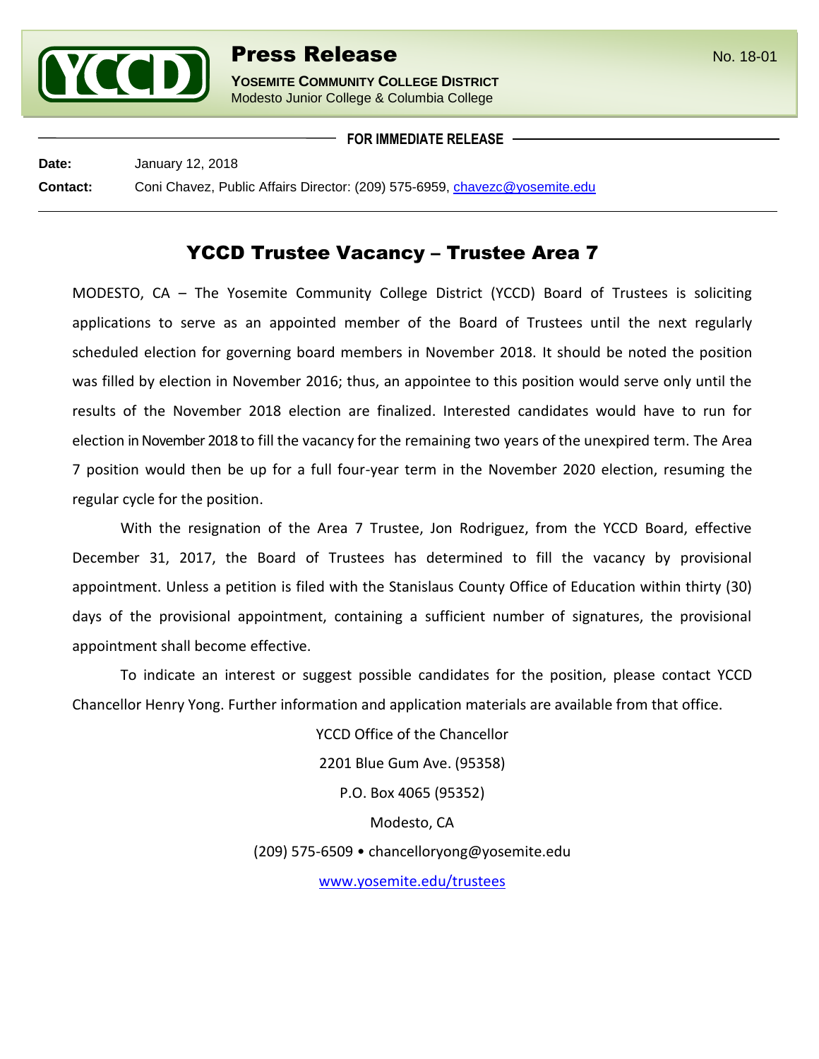# Press Release

**YOSEMITE COMMUNITY COLLEGE DISTRICT**
Modesto Junior College & Columbia College

No. 18-01

**FOR IMMEDIATE RELEASE**

**Date:** January 12, 2018

**Contact:** Coni Chavez, Public Affairs Director: (209) 575-6959, chavezc@yosemite.edu

## YCCD Trustee Vacancy – Trustee Area 7

MODESTO, CA – The Yosemite Community College District (YCCD) Board of Trustees is soliciting applications to serve as an appointed member of the Board of Trustees until the next regularly scheduled election for governing board members in November 2018. It should be noted the position was filled by election in November 2016; thus, an appointee to this position would serve only until the results of the November 2018 election are finalized. Interested candidates would have to run for election in November 2018 to fill the vacancy for the remaining two years of the unexpired term. The Area 7 position would then be up for a full four-year term in the November 2020 election, resuming the regular cycle for the position.

With the resignation of the Area 7 Trustee, Jon Rodriguez, from the YCCD Board, effective December 31, 2017, the Board of Trustees has determined to fill the vacancy by provisional appointment. Unless a petition is filed with the Stanislaus County Office of Education within thirty (30) days of the provisional appointment, containing a sufficient number of signatures, the provisional appointment shall become effective.

To indicate an interest or suggest possible candidates for the position, please contact YCCD Chancellor Henry Yong. Further information and application materials are available from that office.

YCCD Office of the Chancellor
2201 Blue Gum Ave. (95358)
P.O. Box 4065 (95352)
Modesto, CA
(209) 575-6509 • chancelloryong@yosemite.edu
www.yosemite.edu/trustees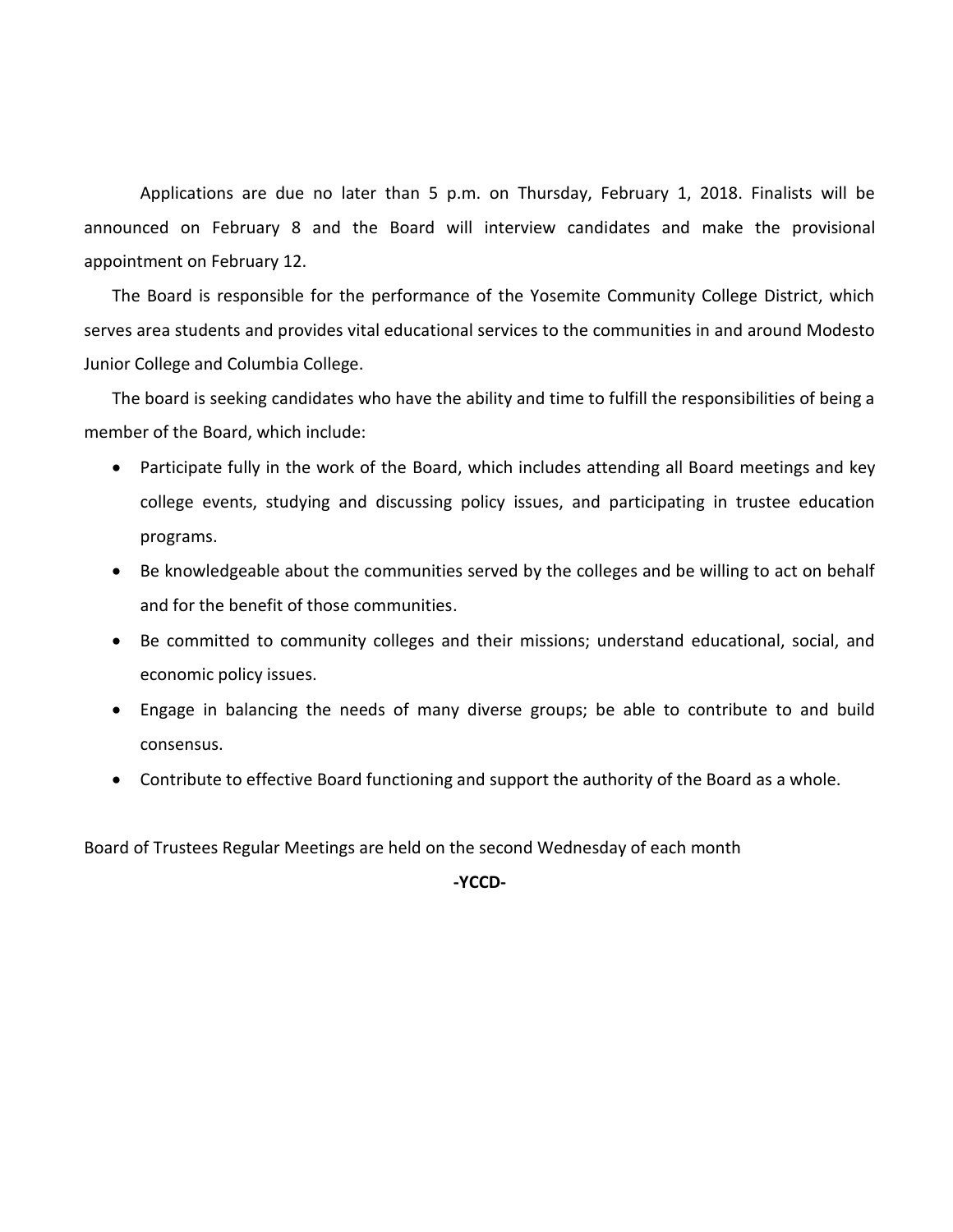Applications are due no later than 5 p.m. on Thursday, February 1, 2018. Finalists will be announced on February 8 and the Board will interview candidates and make the provisional appointment on February 12.

The Board is responsible for the performance of the Yosemite Community College District, which serves area students and provides vital educational services to the communities in and around Modesto Junior College and Columbia College.

The board is seeking candidates who have the ability and time to fulfill the responsibilities of being a member of the Board, which include:

- Participate fully in the work of the Board, which includes attending all Board meetings and key college events, studying and discussing policy issues, and participating in trustee education programs.
- Be knowledgeable about the communities served by the colleges and be willing to act on behalf and for the benefit of those communities.
- Be committed to community colleges and their missions; understand educational, social, and economic policy issues.
- Engage in balancing the needs of many diverse groups; be able to contribute to and build consensus.
- Contribute to effective Board functioning and support the authority of the Board as a whole.

Board of Trustees Regular Meetings are held on the second Wednesday of each month

**-YCCD-**